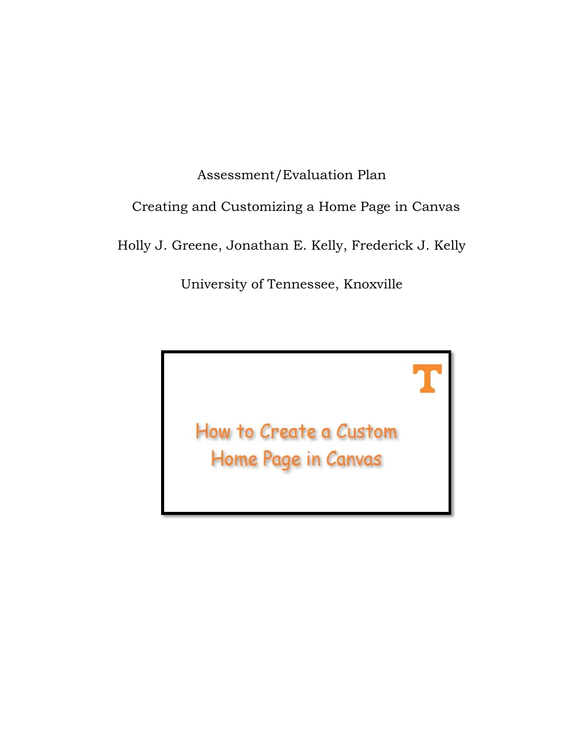# Assessment/Evaluation Plan

## Creating and Customizing a Home Page in Canvas

Holly J. Greene, Jonathan E. Kelly, Frederick J. Kelly

University of Tennessee, Knoxville

How to Create a Custom Home Page in Canvas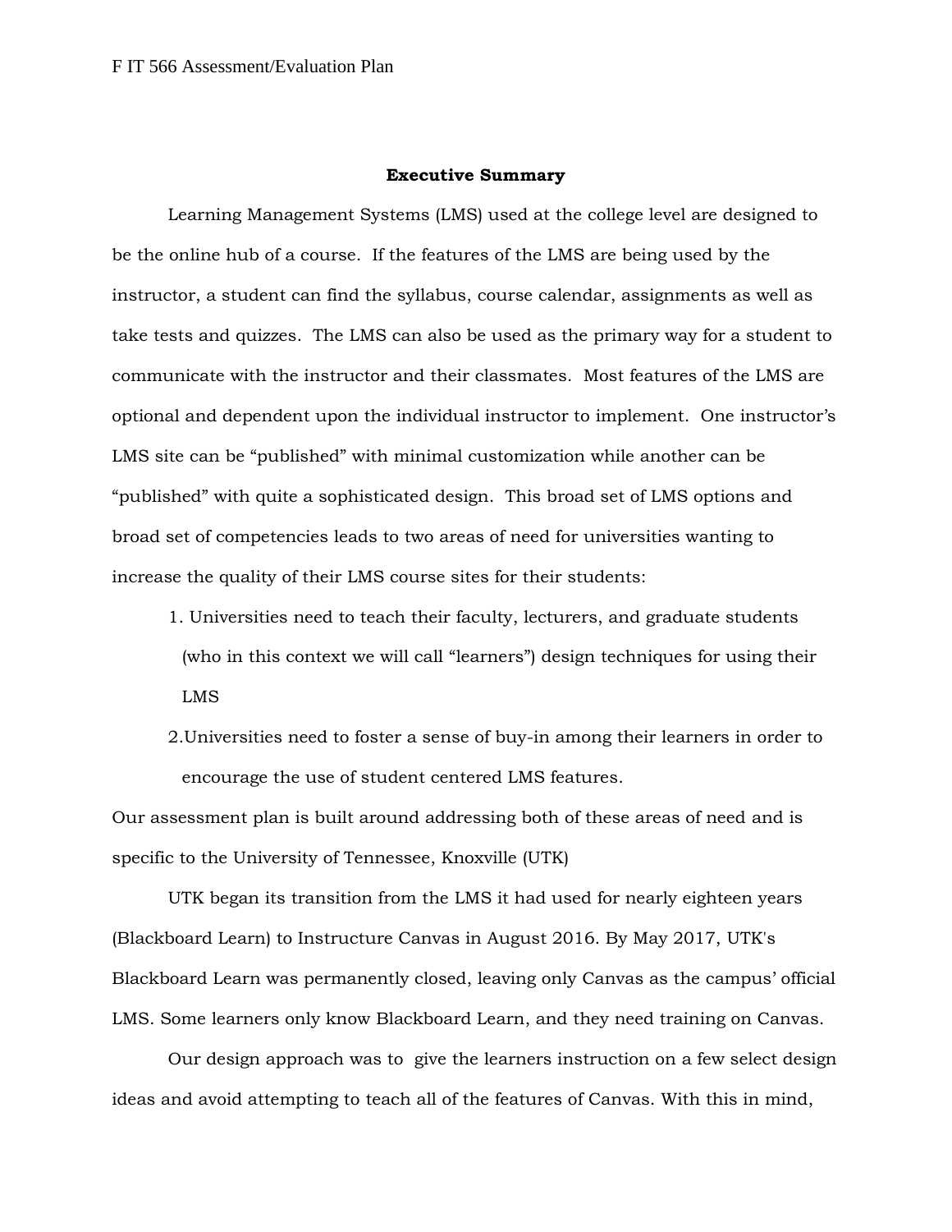**Executive Summary**

Learning Management Systems (LMS) used at the college level are designed to be the online hub of a course. If the features of the LMS are being used by the instructor, a student can find the syllabus, course calendar, assignments as well as take tests and quizzes. The LMS can also be used as the primary way for a student to communicate with the instructor and their classmates. Most features of the LMS are optional and dependent upon the individual instructor to implement. One instructor's LMS site can be "published" with minimal customization while another can be "published" with quite a sophisticated design. This broad set of LMS options and broad set of competencies leads to two areas of need for universities wanting to increase the quality of their LMS course sites for their students:

1. Universities need to teach their faculty, lecturers, and graduate students (who in this context we will call "learners") design techniques for using their LMS
2. Universities need to foster a sense of buy-in among their learners in order to encourage the use of student centered LMS features.

Our assessment plan is built around addressing both of these areas of need and is specific to the University of Tennessee, Knoxville (UTK)

UTK began its transition from the LMS it had used for nearly eighteen years (Blackboard Learn) to Instructure Canvas in August 2016. By May 2017, UTK's Blackboard Learn was permanently closed, leaving only Canvas as the campus' official LMS. Some learners only know Blackboard Learn, and they need training on Canvas.

Our design approach was to give the learners instruction on a few select design ideas and avoid attempting to teach all of the features of Canvas. With this in mind,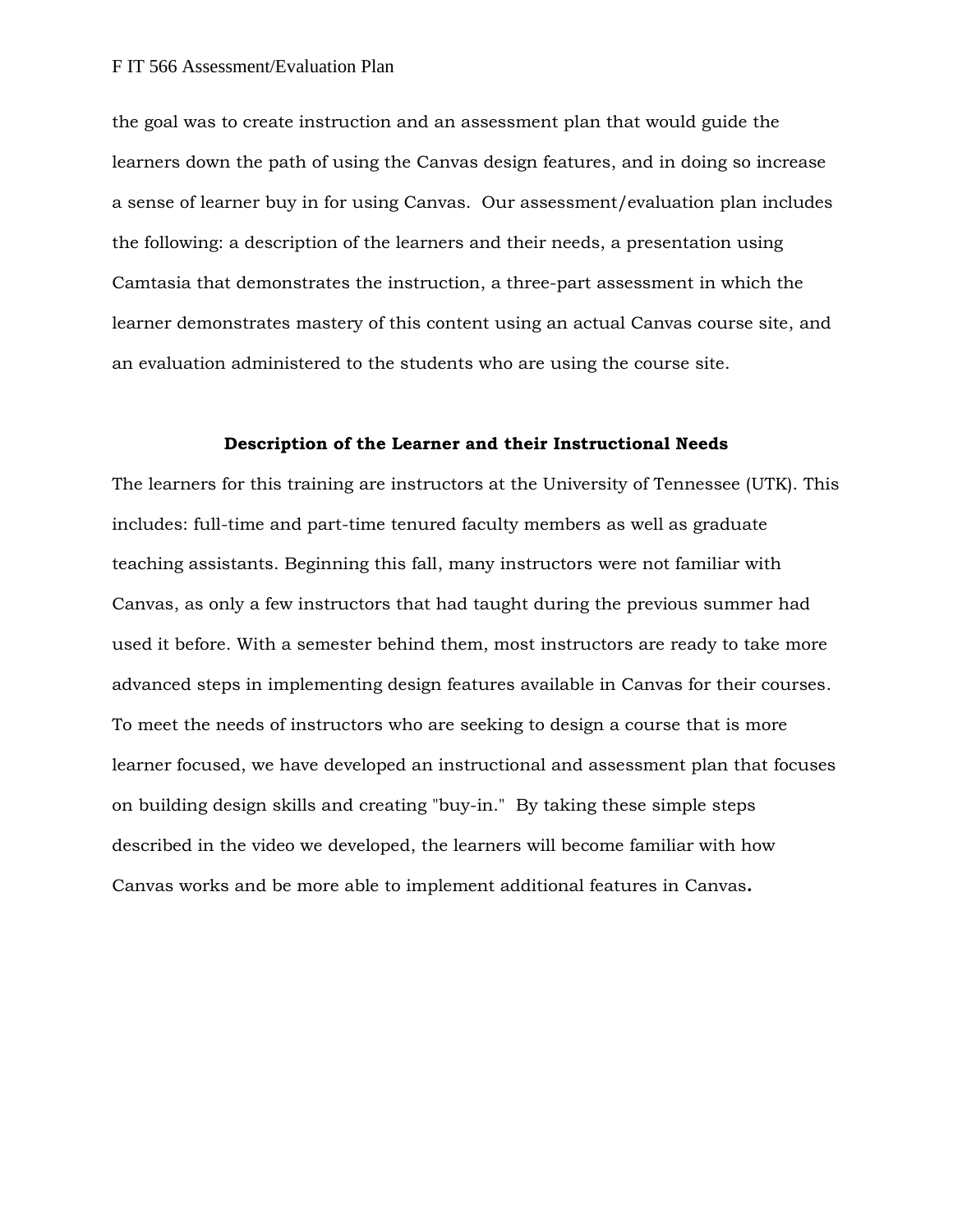the goal was to create instruction and an assessment plan that would guide the learners down the path of using the Canvas design features, and in doing so increase a sense of learner buy in for using Canvas. Our assessment/evaluation plan includes the following: a description of the learners and their needs, a presentation using Camtasia that demonstrates the instruction, a three-part assessment in which the learner demonstrates mastery of this content using an actual Canvas course site, and an evaluation administered to the students who are using the course site.

## Description of the Learner and their Instructional Needs

The learners for this training are instructors at the University of Tennessee (UTK). This includes: full-time and part-time tenured faculty members as well as graduate teaching assistants. Beginning this fall, many instructors were not familiar with Canvas, as only a few instructors that had taught during the previous summer had used it before. With a semester behind them, most instructors are ready to take more advanced steps in implementing design features available in Canvas for their courses. To meet the needs of instructors who are seeking to design a course that is more learner focused, we have developed an instructional and assessment plan that focuses on building design skills and creating "buy-in." By taking these simple steps described in the video we developed, the learners will become familiar with how Canvas works and be more able to implement additional features in Canvas**.**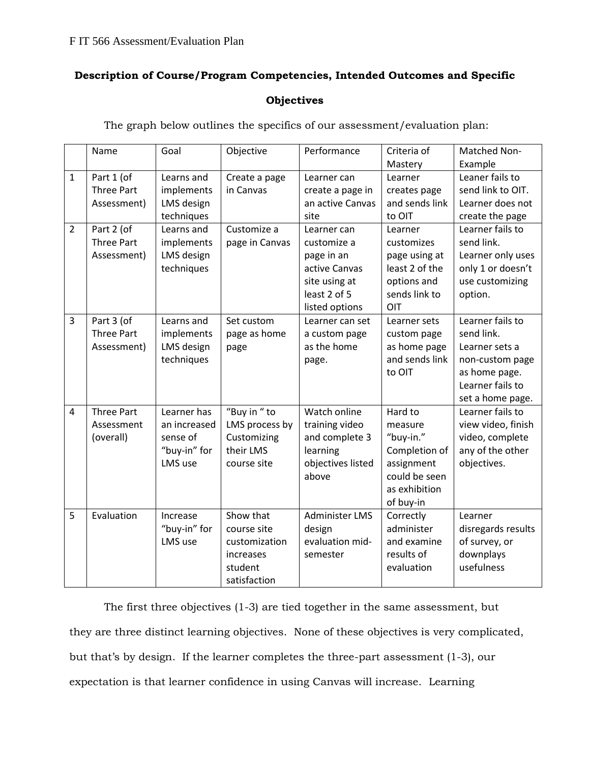**Description of Course/Program Competencies, Intended Outcomes and Specific Objectives**

The graph below outlines the specifics of our assessment/evaluation plan:

| | Name | Goal | Objective | Performance | Criteria of Mastery | Matched Non-Example |
|---|---|---|---|---|---|---|
| 1 | Part 1 (of Three Part Assessment) | Learns and implements LMS design techniques | Create a page in Canvas | Learner can create a page in an active Canvas site | Learner creates page and sends link to OIT | Leaner fails to send link to OIT. Learner does not create the page |
| 2 | Part 2 (of Three Part Assessment) | Learns and implements LMS design techniques | Customize a page in Canvas | Learner can customize a page in an active Canvas site using at least 2 of 5 listed options | Learner customizes page using at least 2 of the options and sends link to OIT | Learner fails to send link. Learner only uses only 1 or doesn't use customizing option. |
| 3 | Part 3 (of Three Part Assessment) | Learns and implements LMS design techniques | Set custom page as home page | Learner can set a custom page as the home page. | Learner sets custom page as home page and sends link to OIT | Learner fails to send link. Learner sets a non-custom page as home page. Learner fails to set a home page. |
| 4 | Three Part Assessment (overall) | Learner has an increased sense of "buy-in" for LMS use | "Buy in " to LMS process by Customizing their LMS course site | Watch online training video and complete 3 learning objectives listed above | Hard to measure "buy-in." Completion of assignment could be seen as exhibition of buy-in | Learner fails to view video, finish video, complete any of the other objectives. |
| 5 | Evaluation | Increase "buy-in" for LMS use | Show that course site customization increases student satisfaction | Administer LMS design evaluation mid-semester | Correctly administer and examine results of evaluation | Learner disregards results of survey, or downplays usefulness |

The first three objectives (1-3) are tied together in the same assessment, but they are three distinct learning objectives. None of these objectives is very complicated, but that's by design. If the learner completes the three-part assessment (1-3), our expectation is that learner confidence in using Canvas will increase. Learning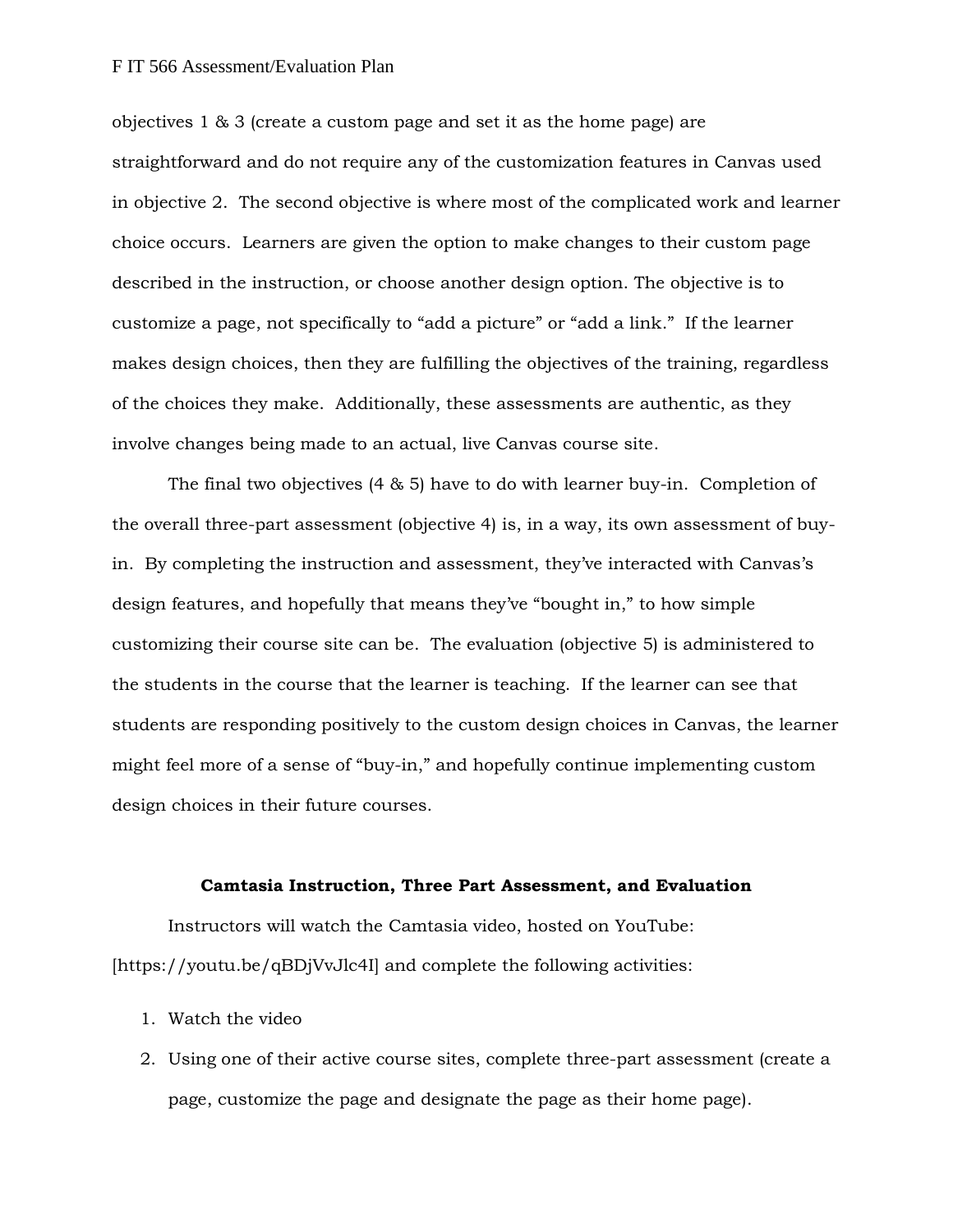objectives 1 & 3 (create a custom page and set it as the home page) are straightforward and do not require any of the customization features in Canvas used in objective 2. The second objective is where most of the complicated work and learner choice occurs. Learners are given the option to make changes to their custom page described in the instruction, or choose another design option. The objective is to customize a page, not specifically to "add a picture" or "add a link." If the learner makes design choices, then they are fulfilling the objectives of the training, regardless of the choices they make. Additionally, these assessments are authentic, as they involve changes being made to an actual, live Canvas course site.

The final two objectives (4 & 5) have to do with learner buy-in. Completion of the overall three-part assessment (objective 4) is, in a way, its own assessment of buy-in. By completing the instruction and assessment, they've interacted with Canvas's design features, and hopefully that means they've "bought in," to how simple customizing their course site can be. The evaluation (objective 5) is administered to the students in the course that the learner is teaching. If the learner can see that students are responding positively to the custom design choices in Canvas, the learner might feel more of a sense of "buy-in," and hopefully continue implementing custom design choices in their future courses.

### Camtasia Instruction, Three Part Assessment, and Evaluation

Instructors will watch the Camtasia video, hosted on YouTube: [https://youtu.be/qBDjVvJlc4I] and complete the following activities:

1. Watch the video
2. Using one of their active course sites, complete three-part assessment (create a page, customize the page and designate the page as their home page).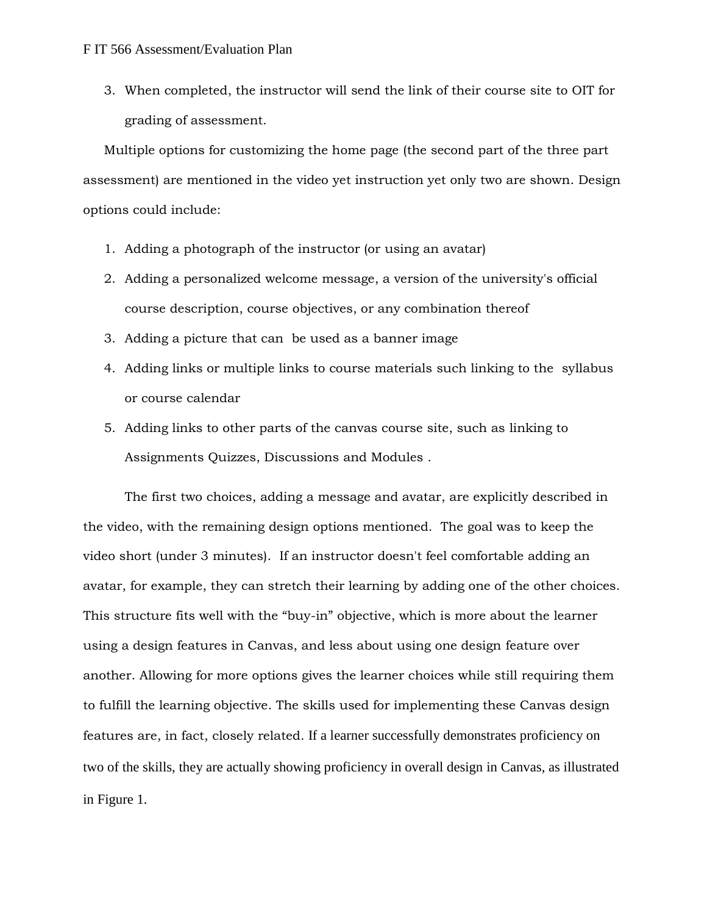3. When completed, the instructor will send the link of their course site to OIT for grading of assessment.

Multiple options for customizing the home page (the second part of the three part assessment) are mentioned in the video yet instruction yet only two are shown. Design options could include:

1. Adding a photograph of the instructor (or using an avatar)
2. Adding a personalized welcome message, a version of the university's official course description, course objectives, or any combination thereof
3. Adding a picture that can be used as a banner image
4. Adding links or multiple links to course materials such linking to the syllabus or course calendar
5. Adding links to other parts of the canvas course site, such as linking to Assignments Quizzes, Discussions and Modules .

The first two choices, adding a message and avatar, are explicitly described in the video, with the remaining design options mentioned. The goal was to keep the video short (under 3 minutes). If an instructor doesn't feel comfortable adding an avatar, for example, they can stretch their learning by adding one of the other choices. This structure fits well with the "buy-in" objective, which is more about the learner using a design features in Canvas, and less about using one design feature over another. Allowing for more options gives the learner choices while still requiring them to fulfill the learning objective. The skills used for implementing these Canvas design features are, in fact, closely related. If a learner successfully demonstrates proficiency on two of the skills, they are actually showing proficiency in overall design in Canvas, as illustrated in Figure 1.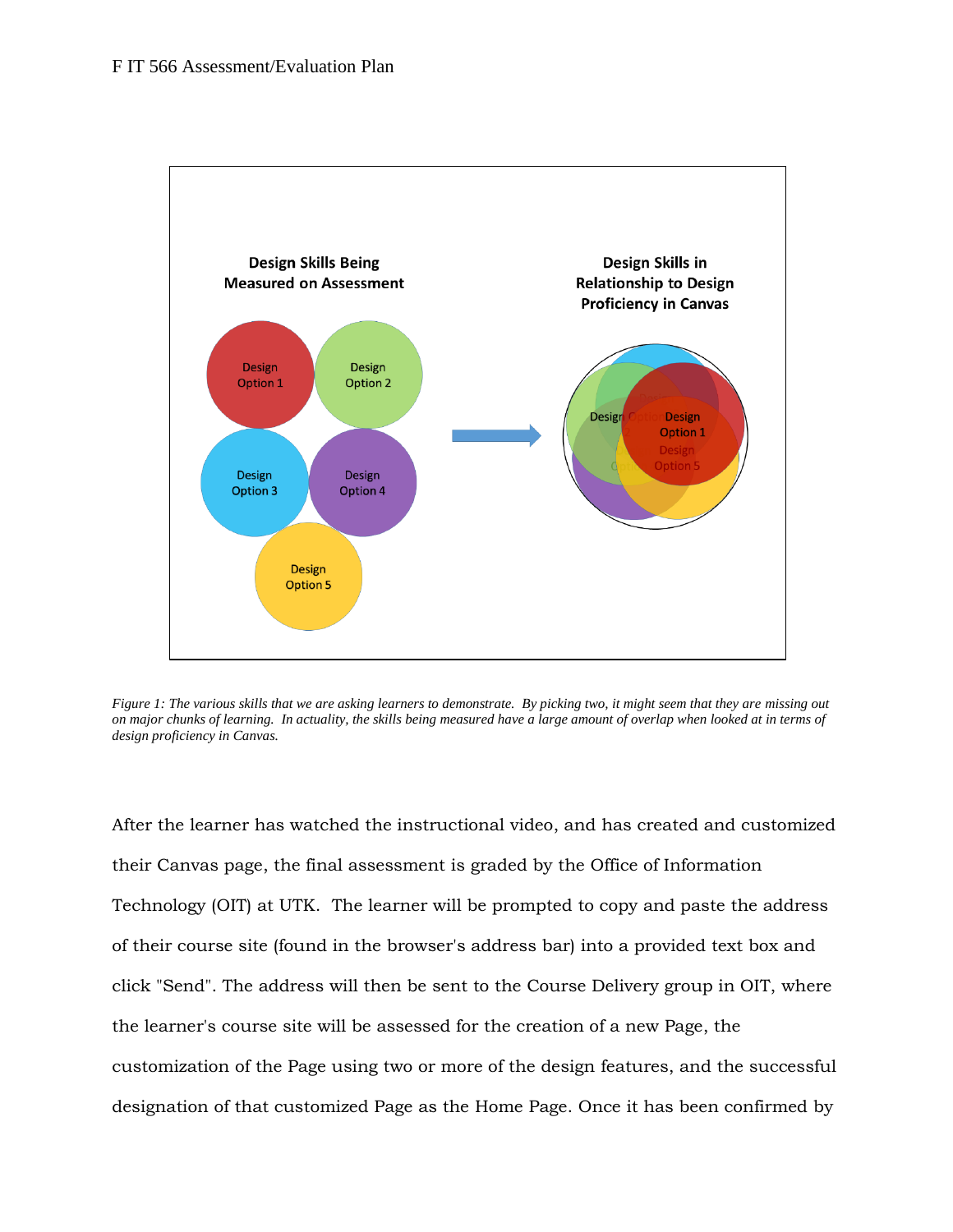*Figure 1: The various skills that we are asking learners to demonstrate. By picking two, it might seem that they are missing out on major chunks of learning. In actuality, the skills being measured have a large amount of overlap when looked at in terms of design proficiency in Canvas.*

After the learner has watched the instructional video, and has created and customized their Canvas page, the final assessment is graded by the Office of Information Technology (OIT) at UTK. The learner will be prompted to copy and paste the address of their course site (found in the browser's address bar) into a provided text box and click "Send". The address will then be sent to the Course Delivery group in OIT, where the learner's course site will be assessed for the creation of a new Page, the customization of the Page using two or more of the design features, and the successful designation of that customized Page as the Home Page. Once it has been confirmed by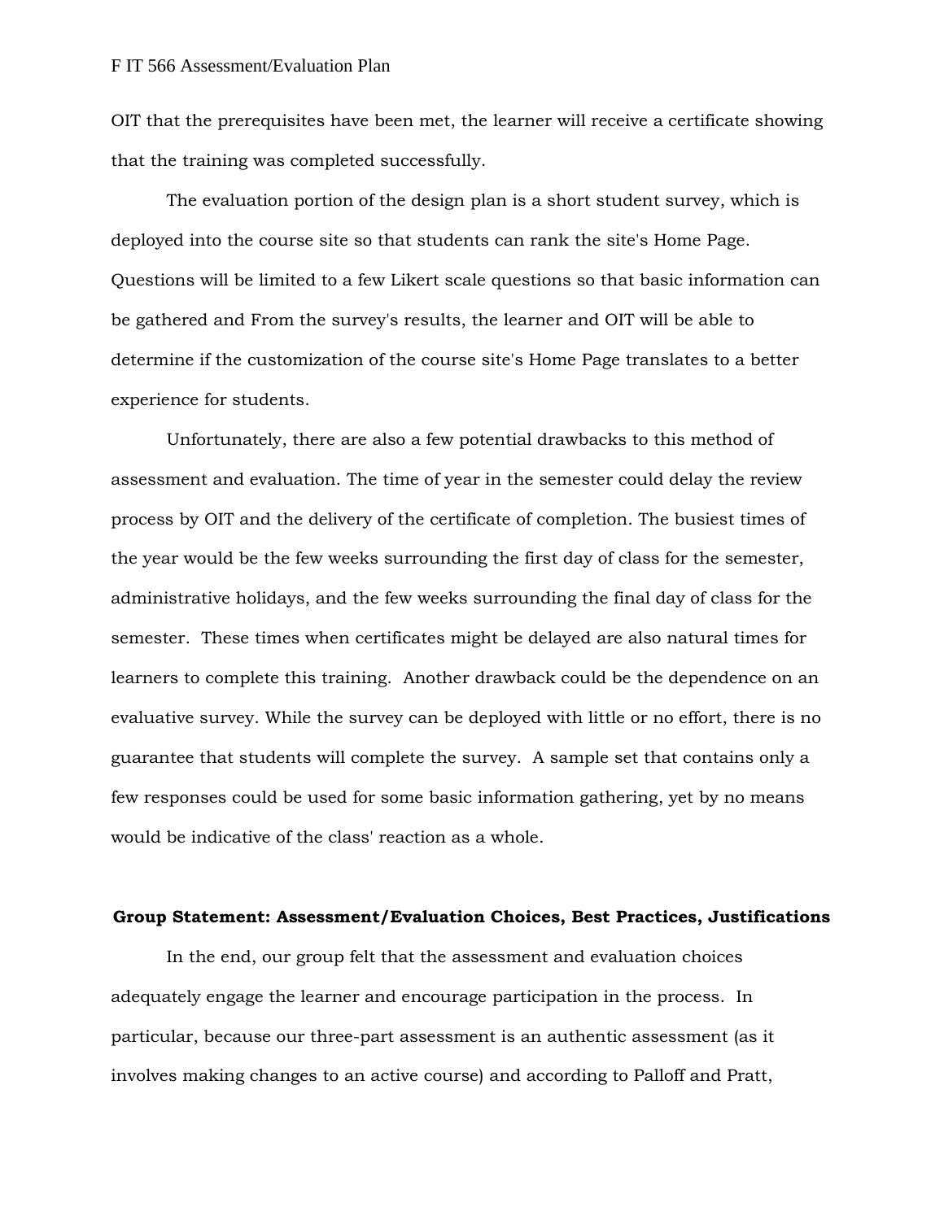OIT that the prerequisites have been met, the learner will receive a certificate showing that the training was completed successfully.

The evaluation portion of the design plan is a short student survey, which is deployed into the course site so that students can rank the site's Home Page. Questions will be limited to a few Likert scale questions so that basic information can be gathered and From the survey's results, the learner and OIT will be able to determine if the customization of the course site's Home Page translates to a better experience for students.

Unfortunately, there are also a few potential drawbacks to this method of assessment and evaluation. The time of year in the semester could delay the review process by OIT and the delivery of the certificate of completion. The busiest times of the year would be the few weeks surrounding the first day of class for the semester, administrative holidays, and the few weeks surrounding the final day of class for the semester. These times when certificates might be delayed are also natural times for learners to complete this training. Another drawback could be the dependence on an evaluative survey. While the survey can be deployed with little or no effort, there is no guarantee that students will complete the survey. A sample set that contains only a few responses could be used for some basic information gathering, yet by no means would be indicative of the class' reaction as a whole.

## Group Statement: Assessment/Evaluation Choices, Best Practices, Justifications

In the end, our group felt that the assessment and evaluation choices adequately engage the learner and encourage participation in the process. In particular, because our three-part assessment is an authentic assessment (as it involves making changes to an active course) and according to Palloff and Pratt,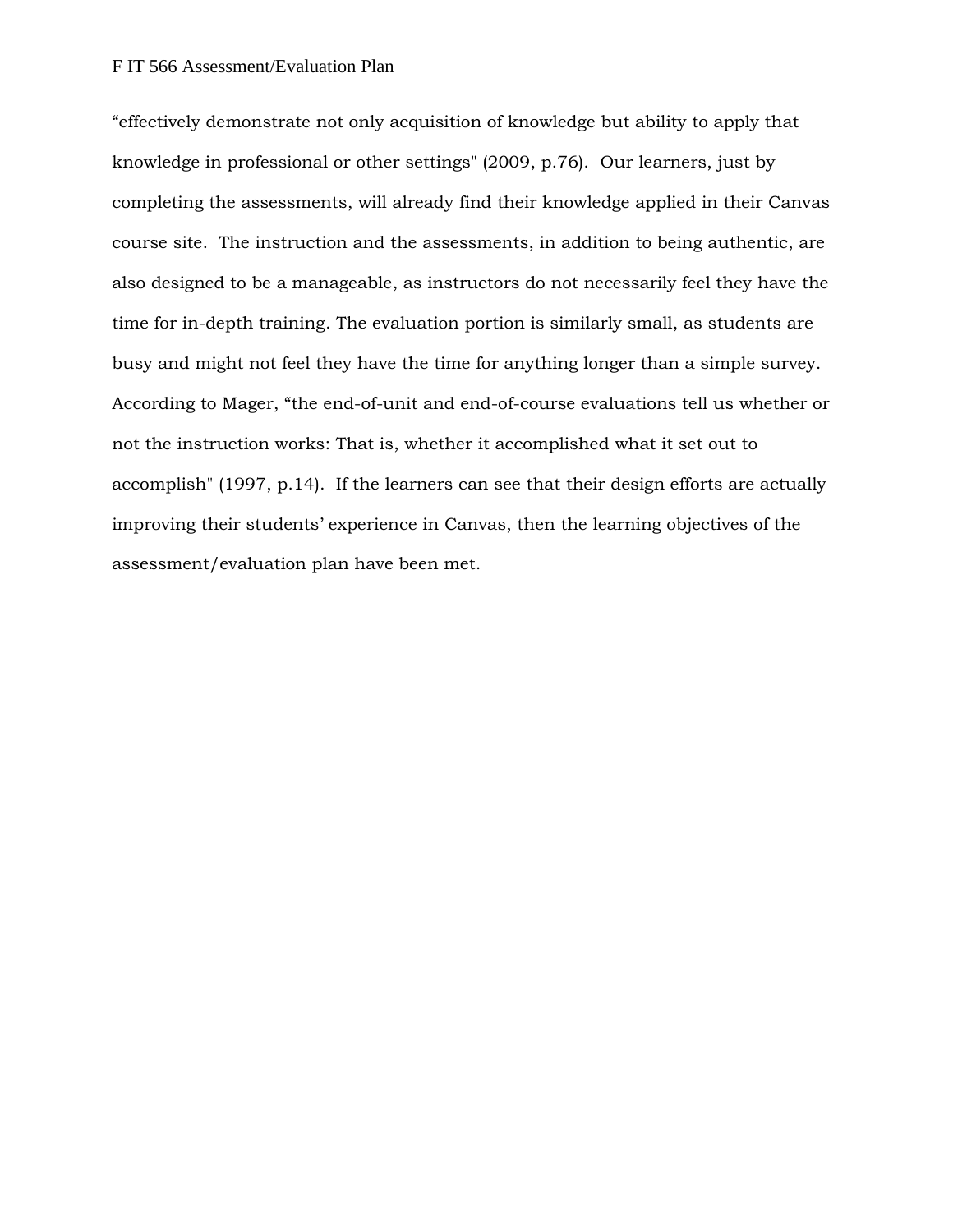“effectively demonstrate not only acquisition of knowledge but ability to apply that knowledge in professional or other settings" (2009, p.76). Our learners, just by completing the assessments, will already find their knowledge applied in their Canvas course site. The instruction and the assessments, in addition to being authentic, are also designed to be a manageable, as instructors do not necessarily feel they have the time for in-depth training. The evaluation portion is similarly small, as students are busy and might not feel they have the time for anything longer than a simple survey. According to Mager, “the end-of-unit and end-of-course evaluations tell us whether or not the instruction works: That is, whether it accomplished what it set out to accomplish" (1997, p.14). If the learners can see that their design efforts are actually improving their students’ experience in Canvas, then the learning objectives of the assessment/evaluation plan have been met.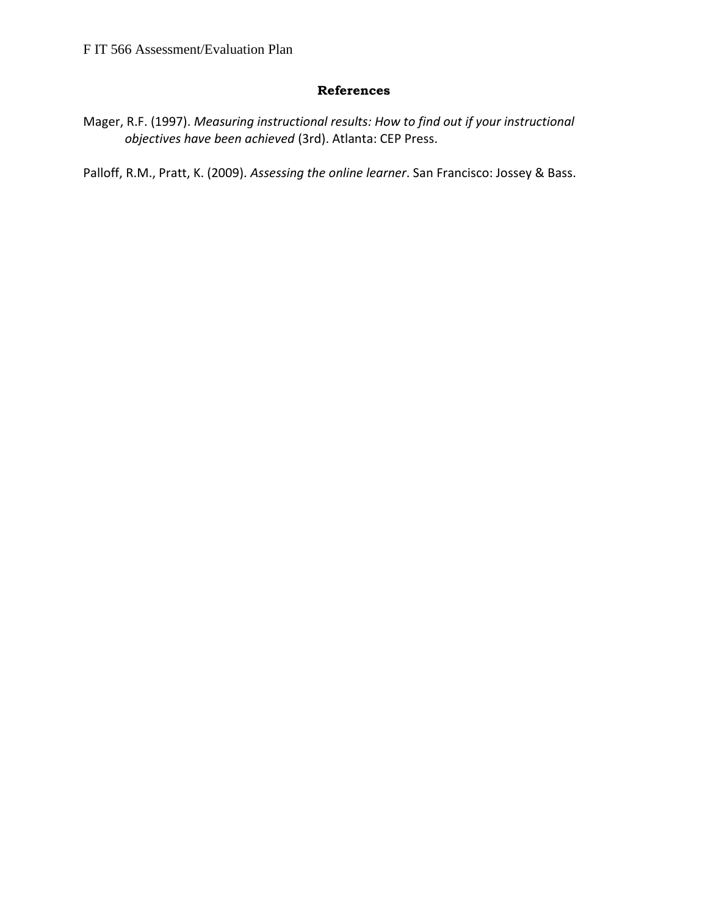## References

Mager, R.F. (1997). *Measuring instructional results: How to find out if your instructional objectives have been achieved* (3rd). Atlanta: CEP Press.

Palloff, R.M., Pratt, K. (2009). *Assessing the online learner*. San Francisco: Jossey & Bass.